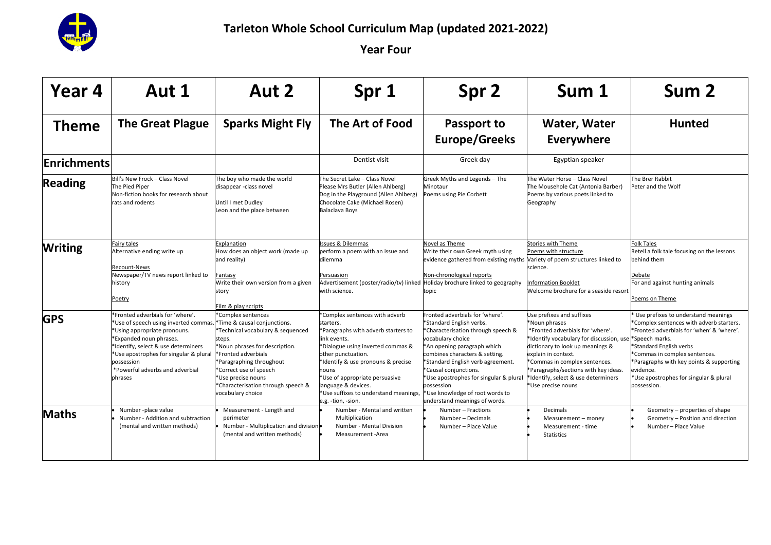# Tarleton Whole School Curriculum Map (updated 2021-2022)

## Year Four

| Year 4 | Aut 1 | Aut 2 | Spr 1 | Spr 2 | Sum 1 | Sum 2 |
|---|---|---|---|---|---|---|
| **Theme** | **The Great Plague** | **Sparks Might Fly** | **The Art of Food** | **Passport to Europe/Greeks** | **Water, Water Everywhere** | **Hunted** |
| **Enrichments** | | | Dentist visit | Greek day | Egyptian speaker | |
| **Reading** | Bill's New Frock – Class Novel<br>The Pied Piper<br>Non-fiction books for research about rats and rodents | The boy who made the world disappear -class novel<br><br>Until I met Dudley<br>Leon and the place between | The Secret Lake – Class Novel<br>Please Mrs Butler (Allen Ahlberg)<br>Dog in the Playground (Allen Ahlberg)<br>Chocolate Cake (Michael Rosen)<br>Balaclava Boys | Greek Myths and Legends – The Minotaur<br>Poems using Pie Corbett | The Water Horse – Class Novel<br>The Mousehole Cat (Antonia Barber)<br>Poems by various poets linked to Geography | The Brer Rabbit<br>Peter and the Wolf |
| **Writing** | Fairy tales<br>Alternative ending write up<br><br>Recount-News<br>Newspaper/TV news report linked to history<br><br>Poetry | Explanation<br>How does an object work (made up and reality)<br><br>Fantasy<br>Write their own version from a given story<br><br>Film & play scripts | Issues & Dilemmas<br>perform a poem with an issue and dilemma<br><br>Persuasion<br>Advertisement (poster/radio/tv) linked with science. | Novel as Theme<br>Write their own Greek myth using evidence gathered from existing myths<br><br>Non-chronological reports<br>Holiday brochure linked to geography topic | Stories with Theme<br>Poems with structure<br>Variety of poem structures linked to science.<br><br>Information Booklet<br>Welcome brochure for a seaside resort | Folk Tales<br>Retell a folk tale focusing on the lessons behind them<br><br>Debate<br>For and against hunting animals<br><br>Poems on Theme |
| **GPS** | *Fronted adverbials for 'where'.<br>*Use of speech using inverted commas.<br>*Using appropriate pronouns.<br>*Expanded noun phrases.<br>*Identify, select & use determiners<br>*Use apostrophes for singular & plural possession<br>*Powerful adverbs and adverbial phrases | *Complex sentences<br>*Time & causal conjunctions.<br>*Technical vocabulary & sequenced steps.<br>*Noun phrases for description.<br>*Fronted adverbials<br>*Paragraphing throughout<br>*Correct use of speech<br>*Use precise nouns<br>*Characterisation through speech & vocabulary choice | *Complex sentences with adverb starters.<br>*Paragraphs with adverb starters to link events.<br>*Dialogue using inverted commas & other punctuation.<br>*Identify & use pronouns & precise nouns<br>*Use of appropriate persuasive language & devices.<br>*Use suffixes to understand meanings, e.g. -tion, -sion. | Fronted adverbials for 'where'.<br>*Standard English verbs.<br>*Characterisation through speech & vocabulary choice<br>*An opening paragraph which combines characters & setting.<br>*Standard English verb agreement.<br>*Causal conjunctions.<br>*Use apostrophes for singular & plural possession<br>*Use knowledge of root words to understand meanings of words. | Use prefixes and suffixes<br>*Noun phrases<br>*Fronted adverbials for 'where'.<br>*Identify vocabulary for discussion, use dictionary to look up meanings & explain in context.<br>*Commas in complex sentences.<br>*Paragraphs/sections with key ideas.<br>*Identify, select & use determiners<br>*Use precise nouns | * Use prefixes to understand meanings<br>*Complex sentences with adverb starters.<br>*Fronted adverbials for 'when' & 'where'.<br>*Speech marks.<br>*Standard English verbs<br>*Commas in complex sentences.<br>*Paragraphs with key points & supporting evidence.<br>*Use apostrophes for singular & plural possession. |
| **Maths** | • Number -place value<br>• Number - Addition and subtraction (mental and written methods) | • Measurement - Length and perimeter<br>• Number - Multiplication and division (mental and written methods) | • Number - Mental and written Multiplication<br>• Number - Mental Division<br>• Measurement -Area | • Number – Fractions<br>• Number – Decimals<br>• Number – Place Value | • Decimals<br>• Measurement – money<br>• Measurement - time<br>• Statistics | • Geometry – properties of shape<br>• Geometry – Position and direction<br>• Number – Place Value |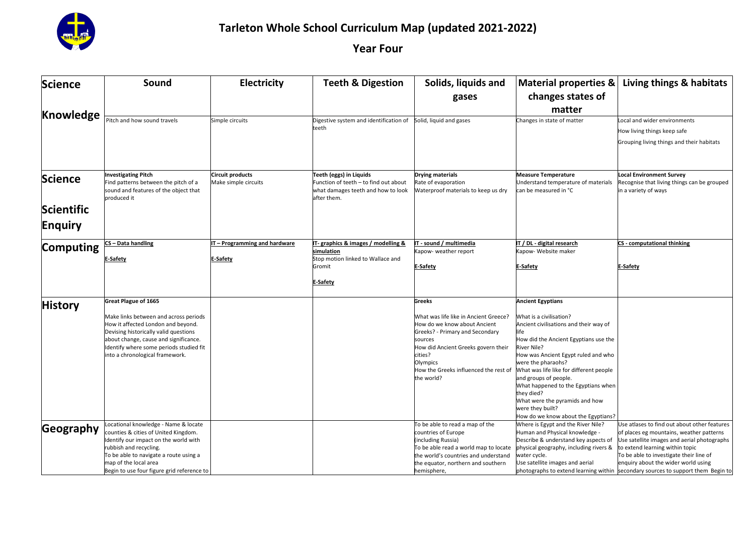# Tarleton Whole School Curriculum Map (updated 2021-2022)

## Year Four

| | | | | | | |
|---|---|---|---|---|---|---|
| **Science Knowledge** | **Sound**<br>Pitch and how sound travels | **Electricity**<br>Simple circuits | **Teeth & Digestion**<br>Digestive system and identification of teeth | **Solids, liquids and gases**<br>Solid, liquid and gases | **Material properties & changes states of matter**<br>Changes in state of matter | **Living things & habitats**<br>Local and wider environments<br>How living things keep safe<br>Grouping living things and their habitats |
| **Science Scientific Enquiry** | **Investigating Pitch**<br>Find patterns between the pitch of a sound and features of the object that produced it | **Circuit products**<br>Make simple circuits | **Teeth (eggs) in Liquids**<br>Function of teeth – to find out about what damages teeth and how to look after them. | **Drying materials**<br>Rate of evaporation<br>Waterproof materials to keep us dry | **Measure Temperature**<br>Understand temperature of materials can be measured in °C | **Local Environment Survey**<br>Recognise that living things can be grouped in a variety of ways |
| **Computing** | CS – Data handling<br><br>E-Safety | IT – Programming and hardware<br><br>E-Safety | IT- graphics & images / modelling & simulation<br>Stop motion linked to Wallace and Gromit<br><br>E-Safety | IT - sound / multimedia<br>Kapow- weather report<br><br>E-Safety | IT / DL - digital research<br>Kapow- Website maker<br><br>E-Safety | CS - computational thinking<br><br>E-Safety |
| **History** | **Great Plague of 1665**<br><br>Make links between and across periods<br>How it affected London and beyond.<br>Devising historically valid questions about change, cause and significance.<br>Identify where some periods studied fit into a chronological framework. | | | **Greeks**<br><br>What was life like in Ancient Greece?<br>How do we know about Ancient Greeks? - Primary and Secondary sources<br>How did Ancient Greeks govern their cities?<br>Olympics<br>How the Greeks influenced the rest of the world? | **Ancient Egyptians**<br><br>What is a civilisation?<br>Ancient civilisations and their way of life<br>How did the Ancient Egyptians use the River Nile?<br>How was Ancient Egypt ruled and who were the pharaohs?<br>What was life like for different people and groups of people.<br>What happened to the Egyptians when they died?<br>What were the pyramids and how were they built?<br>How do we know about the Egyptians? | |
| **Geography** | Locational knowledge - Name & locate counties & cities of United Kingdom.<br>Identify our impact on the world with rubbish and recycling.<br>To be able to navigate a route using a map of the local area<br>Begin to use four figure grid reference to | | | To be able to read a map of the countries of Europe (including Russia)<br>To be able read a world map to locate the world's countries and understand the equator, northern and southern hemisphere, | Where is Egypt and the River Nile?<br>Human and Physical knowledge - Describe & understand key aspects of physical geography, including rivers & water cycle.<br>Use satellite images and aerial photographs to extend learning within | Use atlases to find out about other features of places eg mountains, weather patterns<br>Use satellite images and aerial photographs to extend learning within topic<br>To be able to investigate their line of enquiry about the wider world using secondary sources to support them Begin to |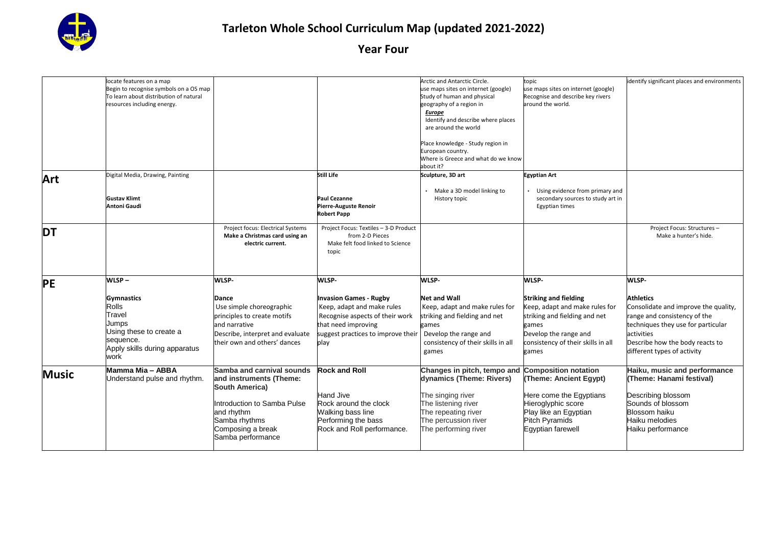# Tarleton Whole School Curriculum Map (updated 2021-2022)

## Year Four

| | | | | | | |
|---|---|---|---|---|---|---|
| | locate features on a map<br>Begin to recognise symbols on a OS map<br>To learn about distribution of natural resources including energy. | | | Arctic and Antarctic Circle.<br>use maps sites on internet (google)<br>Study of human and physical geography of a region in<br>***Europe***<br>Identify and describe where places are around the world<br><br>Place knowledge - Study region in European country.<br>Where is Greece and what do we know about it? | topic<br>use maps sites on internet (google)<br>Recognise and describe key rivers around the world. | identify significant places and environments |
| **Art** | Digital Media, Drawing, Painting<br><br>**Gustav Klimt**<br>**Antoni Gaudi** | | **Still Life**<br><br>**Paul Cezanne**<br>**Pierre-Auguste Renoir**<br>**Robert Papp** | **Sculpture, 3D art**<br><br>• Make a 3D model linking to History topic | **Egyptian Art**<br><br>• Using evidence from primary and secondary sources to study art in Egyptian times | |
| **DT** | | Project focus: Electrical Systems<br>**Make a Christmas card using an electric current.** | Project Focus: Textiles – 3-D Product from 2-D Pieces<br>Make felt food linked to Science topic | | | Project Focus: Structures – Make a hunter's hide. |
| **PE** | **WLSP –**<br><br>**Gymnastics**<br>Rolls<br>Travel<br>Jumps<br>Using these to create a sequence.<br>Apply skills during apparatus work | **WLSP-**<br><br>**Dance**<br>Use simple choreographic principles to create motifs and narrative<br>Describe, interpret and evaluate their own and others' dances | **WLSP-**<br><br>**Invasion Games - Rugby**<br>Keep, adapt and make rules that need improving<br>Recognise aspects of their work suggest practices to improve their play | **WLSP-**<br><br>**Net and Wall**<br>Keep, adapt and make rules for striking and fielding and net games<br>Develop the range and consistency of their skills in all games | **WLSP-**<br><br>**Striking and fielding**<br>Keep, adapt and make rules for striking and fielding and net games<br>Develop the range and consistency of their skills in all games | **WLSP-**<br><br>**Athletics**<br>Consolidate and improve the quality, range and consistency of the techniques they use for particular activities<br>Describe how the body reacts to different types of activity |
| **Music** | **Mamma Mia – ABBA**<br>Understand pulse and rhythm. | **Samba and carnival sounds and instruments (Theme: South America)**<br><br>Introduction to Samba Pulse and rhythm<br>Samba rhythms<br>Composing a break<br>Samba performance | **Rock and Roll**<br><br>Hand Jive<br>Rock around the clock<br>Walking bass line<br>Performing the bass<br>Rock and Roll performance. | **Changes in pitch, tempo and dynamics (Theme: Rivers)**<br><br>The singing river<br>The listening river<br>The repeating river<br>The percussion river<br>The performing river | **Composition notation (Theme: Ancient Egypt)**<br><br>Here come the Egyptians<br>Hieroglyphic score<br>Play like an Egyptian<br>Pitch Pyramids<br>Egyptian farewell | **Haiku, music and performance (Theme: Hanami festival)**<br><br>Describing blossom<br>Sounds of blossom<br>Blossom haiku<br>Haiku melodies<br>Haiku performance |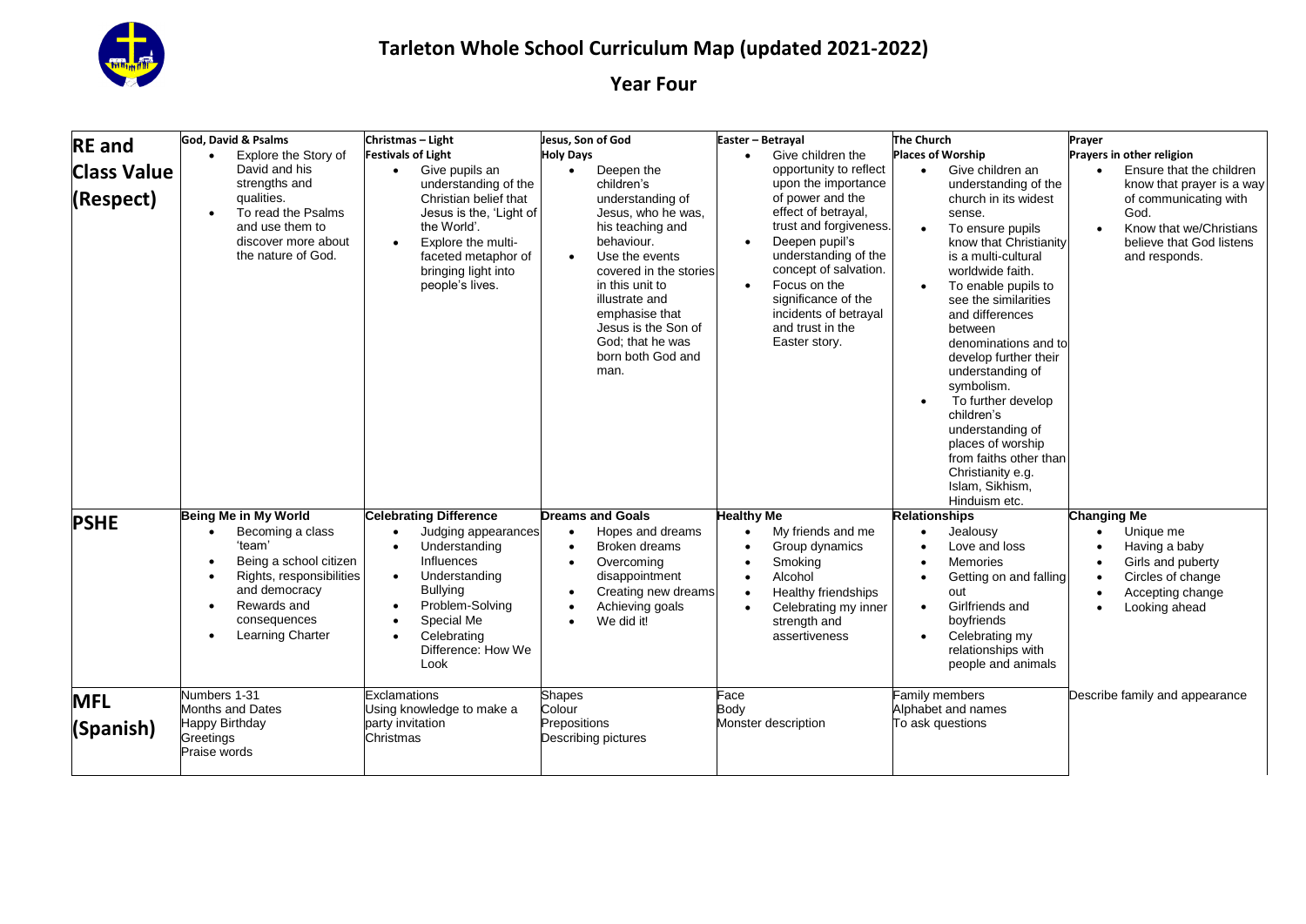# Tarleton Whole School Curriculum Map (updated 2021-2022)

## Year Four

| | | | | | | |
|---|---|---|---|---|---|---|
| **RE and Class Value (Respect)** | **God, David & Psalms**<br>• Explore the Story of David and his strengths and qualities.<br>• To read the Psalms and use them to discover more about the nature of God. | **Christmas – Light**<br>**Festivals of Light**<br>• Give pupils an understanding of the Christian belief that Jesus is the, 'Light of the World'.<br>• Explore the multi-faceted metaphor of bringing light into people's lives. | **Jesus, Son of God**<br>**Holy Days**<br>• Deepen the children's understanding of Jesus, who he was, his teaching and behaviour.<br>• Use the events covered in the stories in this unit to illustrate and emphasise that Jesus is the Son of God; that he was born both God and man. | **Easter – Betrayal**<br>• Give children the opportunity to reflect upon the importance of power and the effect of betrayal, trust and forgiveness.<br>• Deepen pupil's understanding of the concept of salvation.<br>• Focus on the significance of the incidents of betrayal and trust in the Easter story. | **The Church**<br>**Places of Worship**<br>• Give children an understanding of the church in its widest sense.<br>• To ensure pupils know that Christianity is a multi-cultural worldwide faith.<br>• To enable pupils to see the similarities and differences between denominations and to develop further their understanding of symbolism.<br>• To further develop children's understanding of places of worship from faiths other than Christianity e.g. Islam, Sikhism, Hinduism etc. | **Prayer**<br>**Prayers in other religion**<br>• Ensure that the children know that prayer is a way of communicating with God.<br>• Know that we/Christians believe that God listens and responds. |
| **PSHE** | **Being Me in My World**<br>• Becoming a class 'team'<br>• Being a school citizen<br>• Rights, responsibilities and democracy<br>• Rewards and consequences<br>• Learning Charter | **Celebrating Difference**<br>• Judging appearances<br>• Understanding Influences<br>• Understanding Bullying<br>• Problem-Solving<br>• Special Me<br>• Celebrating Difference: How We Look | **Dreams and Goals**<br>• Hopes and dreams<br>• Broken dreams<br>• Overcoming disappointment<br>• Creating new dreams<br>• Achieving goals<br>• We did it! | **Healthy Me**<br>• My friends and me<br>• Group dynamics<br>• Smoking<br>• Alcohol<br>• Healthy friendships<br>• Celebrating my inner strength and assertiveness | **Relationships**<br>• Jealousy<br>• Love and loss<br>• Memories<br>• Getting on and falling out<br>• Girlfriends and boyfriends<br>• Celebrating my relationships with people and animals | **Changing Me**<br>• Unique me<br>• Having a baby<br>• Girls and puberty<br>• Circles of change<br>• Accepting change<br>• Looking ahead |
| **MFL (Spanish)** | Numbers 1-31<br>Months and Dates<br>Happy Birthday<br>Greetings<br>Praise words | Exclamations<br>Using knowledge to make a party invitation<br>Christmas | Shapes<br>Colour<br>Prepositions<br>Describing pictures | Face<br>Body<br>Monster description | Family members<br>Alphabet and names<br>To ask questions | Describe family and appearance |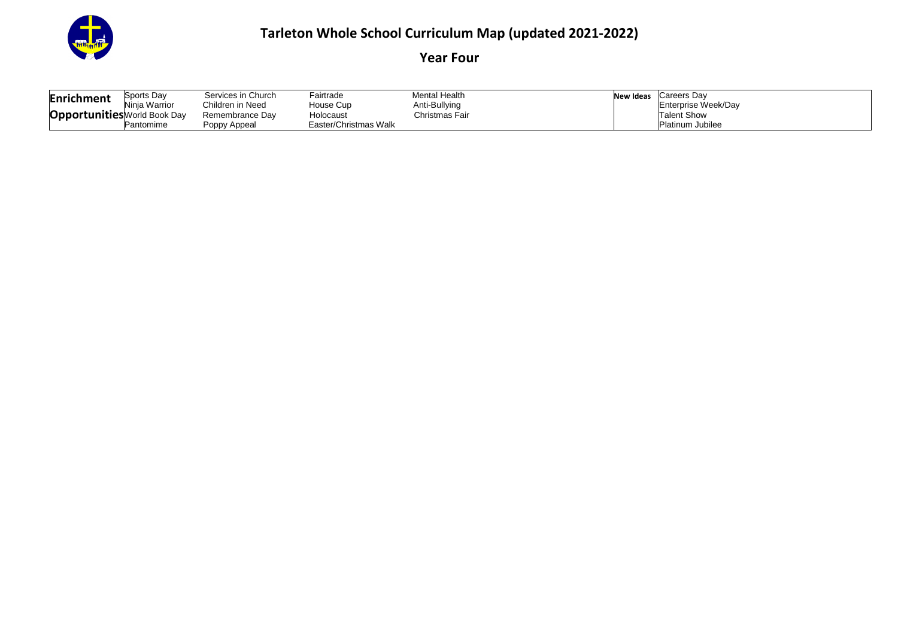# Tarleton Whole School Curriculum Map (updated 2021-2022)

## Year Four

| | | | | | | |
|---|---|---|---|---|---|---|
| **Enrichment Opportunities** | Sports Day<br>Ninja Warrior<br>World Book Day<br>Pantomime | Services in Church<br>Children in Need<br>Remembrance Day<br>Poppy Appeal | Fairtrade<br>House Cup<br>Holocaust<br>Easter/Christmas Walk | Mental Health<br>Anti-Bullying<br>Christmas Fair | **New Ideas** | Careers Day<br>Enterprise Week/Day<br>Talent Show<br>Platinum Jubilee |